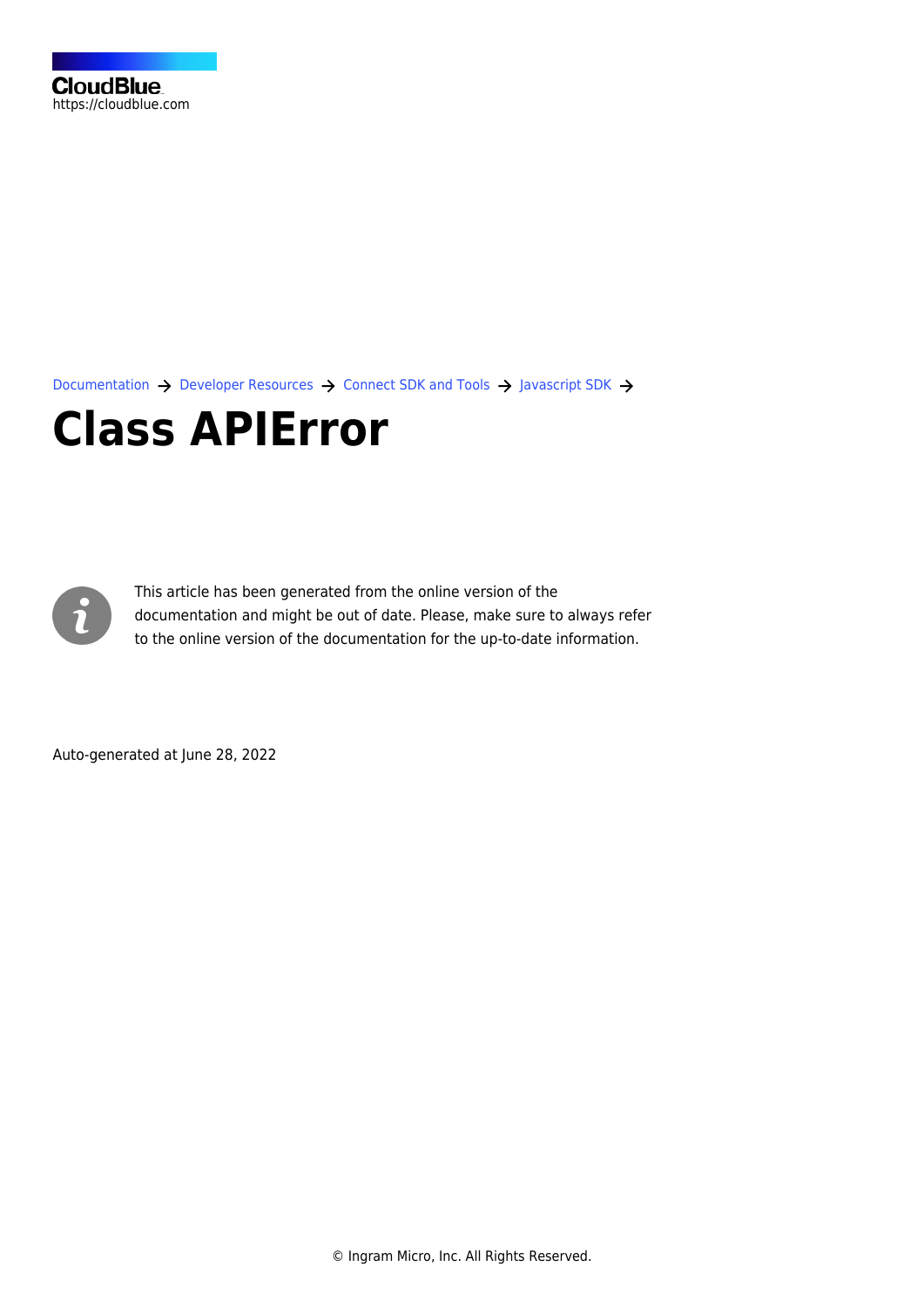CloudBlue
https://cloudblue.com

Documentation → Developer Resources → Connect SDK and Tools → Javascript SDK →

# Class APIError

This article has been generated from the online version of the documentation and might be out of date. Please, make sure to always refer to the online version of the documentation for the up-to-date information.

Auto-generated at June 28, 2022

© Ingram Micro, Inc. All Rights Reserved.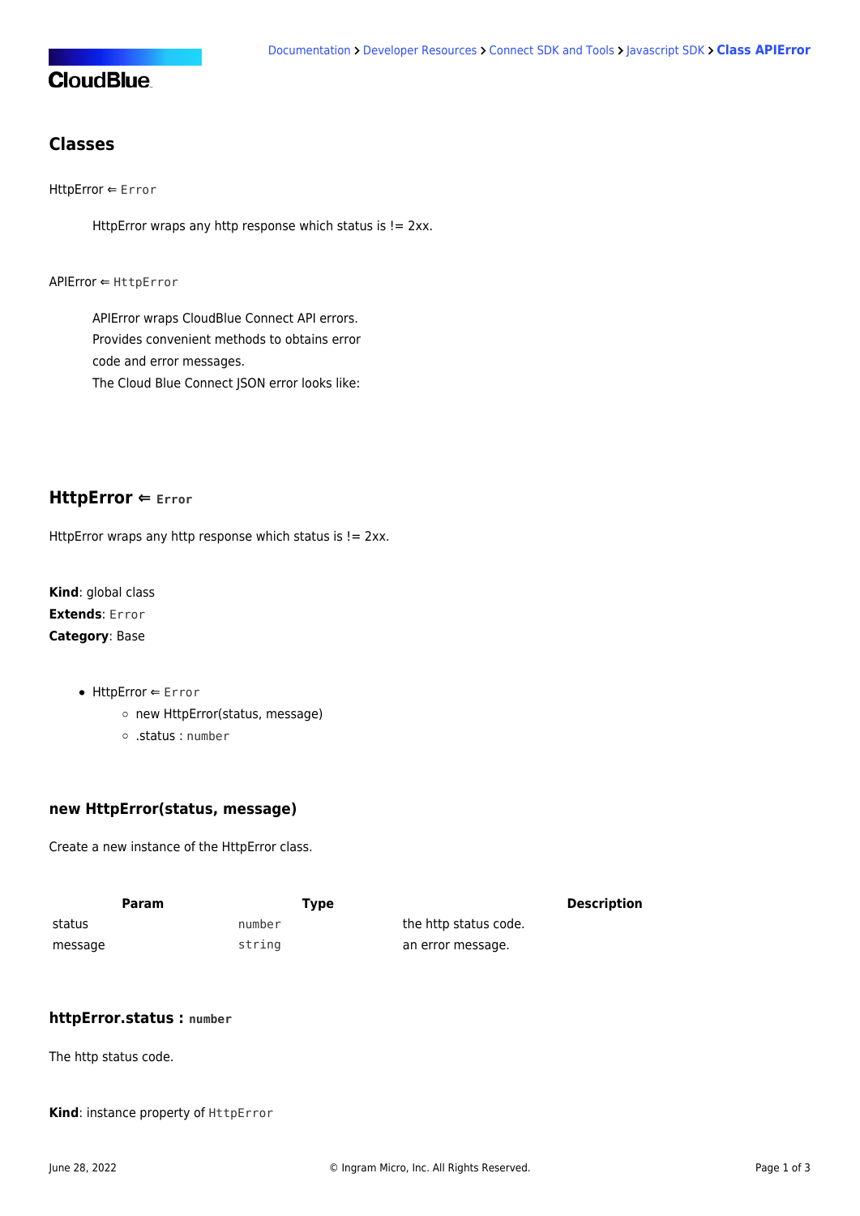## Classes

HttpError ⇐ `Error`

> HttpError wraps any http response which status is != 2xx.

APIError ⇐ `HttpError`

> APIError wraps CloudBlue Connect API errors. Provides convenient methods to obtains error code and error messages. The Cloud Blue Connect JSON error looks like:

## HttpError ⇐ `Error`

HttpError wraps any http response which status is != 2xx.

**Kind**: global class
**Extends**: `Error`
**Category**: Base

- HttpError ⇐ `Error`
  - new HttpError(status, message)
  - .status : `number`

### new HttpError(status, message)

Create a new instance of the HttpError class.

| Param | Type | Description |
| --- | --- | --- |
| status | `number` | the http status code. |
| message | `string` | an error message. |

### httpError.status : `number`

The http status code.

**Kind**: instance property of `HttpError`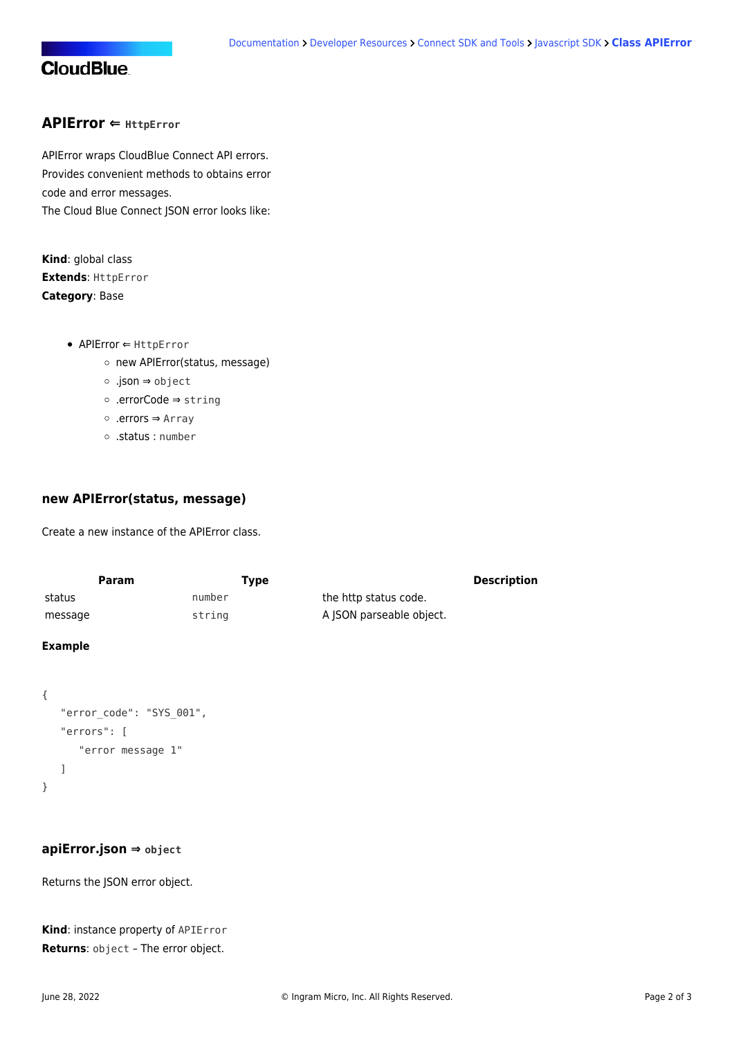## APIError ⇐ `HttpError`

APIError wraps CloudBlue Connect API errors.
Provides convenient methods to obtains error
code and error messages.
The Cloud Blue Connect JSON error looks like:

**Kind**: global class
**Extends**: `HttpError`
**Category**: Base

- APIError ⇐ `HttpError`
  - new APIError(status, message)
  - .json ⇒ `object`
  - .errorCode ⇒ `string`
  - .errors ⇒ `Array`
  - .status : `number`

### new APIError(status, message)

Create a new instance of the APIError class.

| Param | Type | Description |
| --- | --- | --- |
| status | `number` | the http status code. |
| message | `string` | A JSON parseable object. |

**Example**

```
{
   "error_code": "SYS_001",
   "errors": [
      "error message 1"
   ]
}
```

### apiError.json ⇒ `object`

Returns the JSON error object.

**Kind**: instance property of `APIError`
**Returns**: `object` – The error object.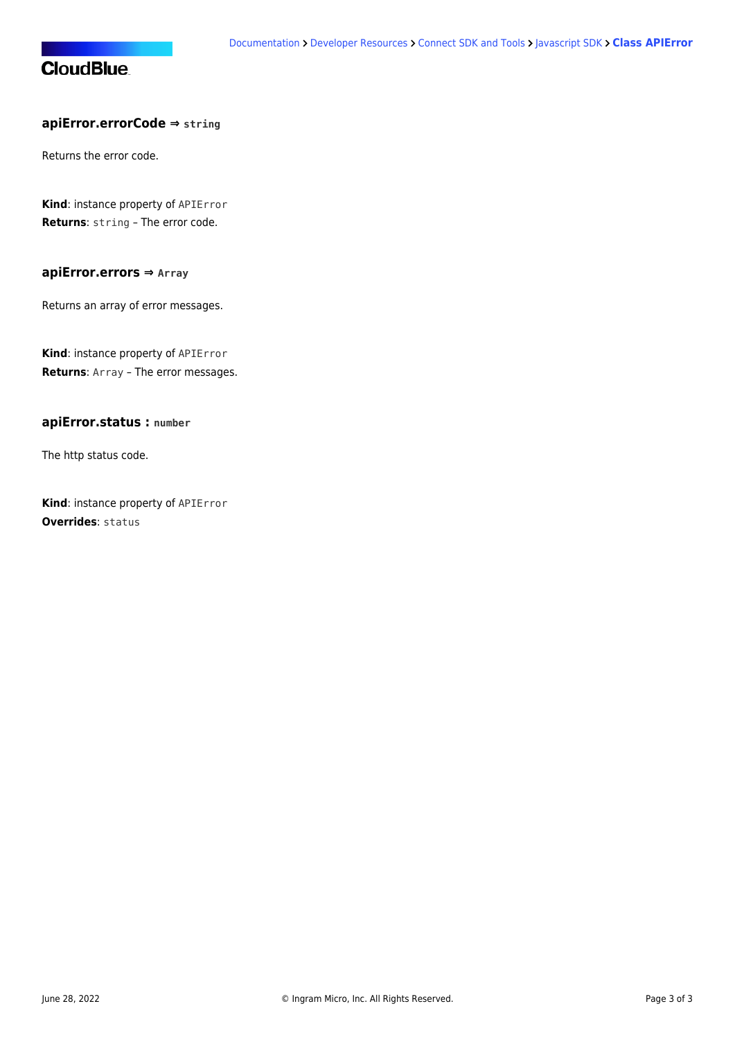#### apiError.errorCode ⇒ `string`

Returns the error code.

**Kind**: instance property of `APIError`
**Returns**: `string` – The error code.

#### apiError.errors ⇒ `Array`

Returns an array of error messages.

**Kind**: instance property of `APIError`
**Returns**: `Array` – The error messages.

#### apiError.status : `number`

The http status code.

**Kind**: instance property of `APIError`
**Overrides**: `status`